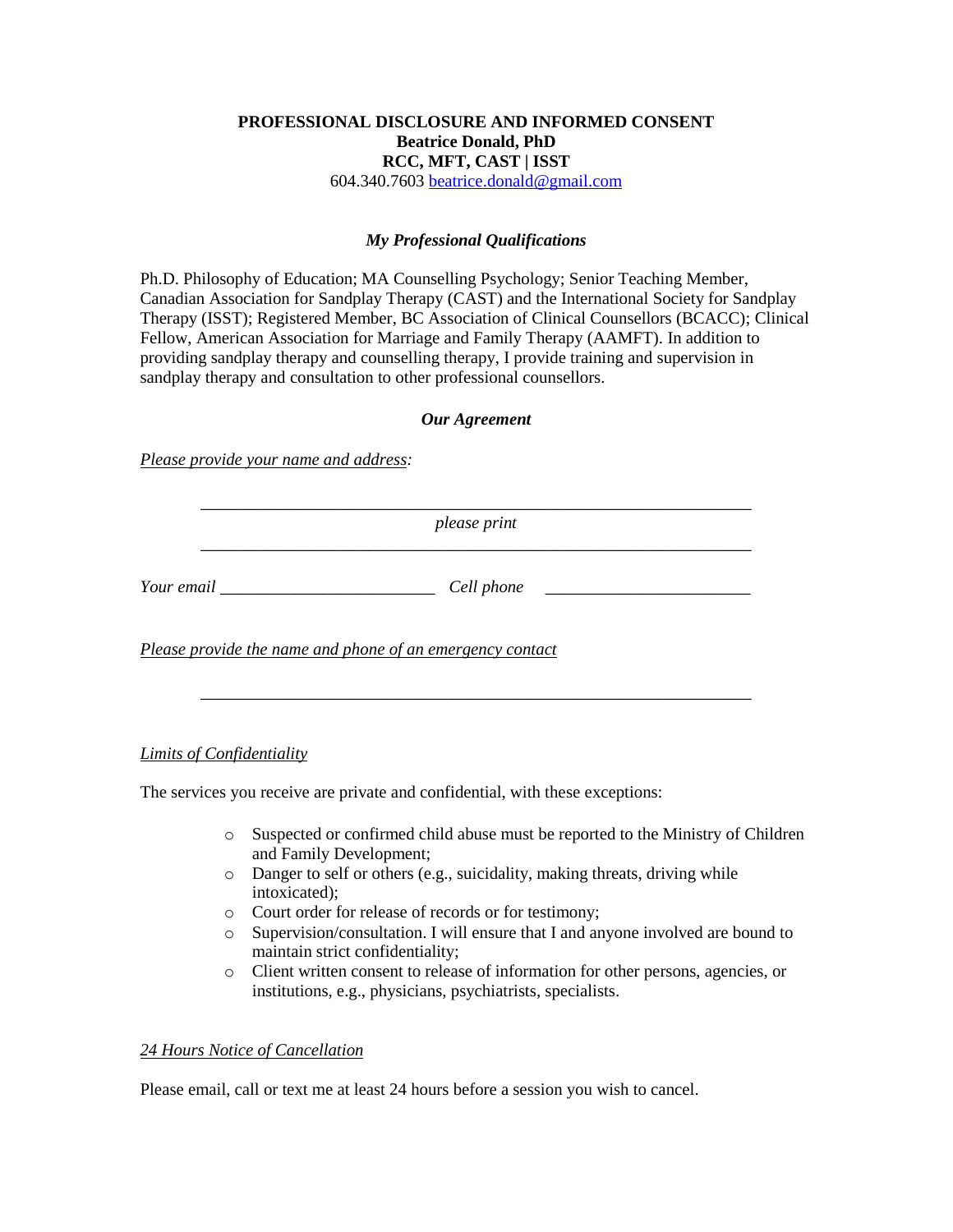**PROFESSIONAL DISCLOSURE AND INFORMED CONSENT**
**Beatrice Donald, PhD**
**RCC, MFT, CAST | ISST**
604.340.7603 beatrice.donald@gmail.com

### *My Professional Qualifications*

Ph.D. Philosophy of Education; MA Counselling Psychology; Senior Teaching Member, Canadian Association for Sandplay Therapy (CAST) and the International Society for Sandplay Therapy (ISST); Registered Member, BC Association of Clinical Counsellors (BCACC); Clinical Fellow, American Association for Marriage and Family Therapy (AAMFT). In addition to providing sandplay therapy and counselling therapy, I provide training and supervision in sandplay therapy and consultation to other professional counsellors.

### *Our Agreement*

*Please provide your name and address:*

_______________________________________________________________

*please print*

_______________________________________________________________

*Your email* ________________________ *Cell phone* ________________________

*Please provide the name and phone of an emergency contact*

_______________________________________________________________

*Limits of Confidentiality*

The services you receive are private and confidential, with these exceptions:

- Suspected or confirmed child abuse must be reported to the Ministry of Children and Family Development;
- Danger to self or others (e.g., suicidality, making threats, driving while intoxicated);
- Court order for release of records or for testimony;
- Supervision/consultation. I will ensure that I and anyone involved are bound to maintain strict confidentiality;
- Client written consent to release of information for other persons, agencies, or institutions, e.g., physicians, psychiatrists, specialists.

*24 Hours Notice of Cancellation*

Please email, call or text me at least 24 hours before a session you wish to cancel.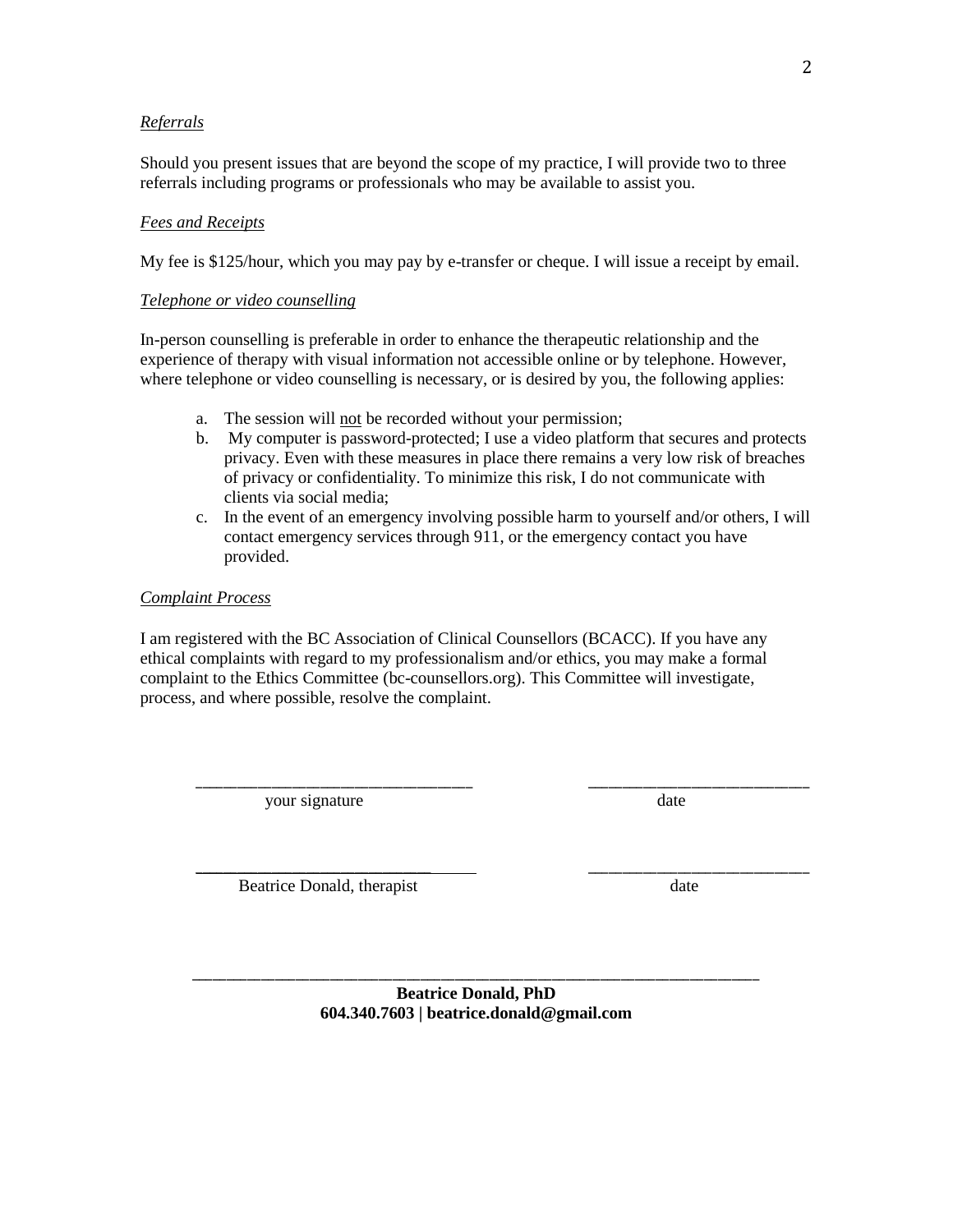*Referrals*

Should you present issues that are beyond the scope of my practice, I will provide two to three referrals including programs or professionals who may be available to assist you.

*Fees and Receipts*

My fee is $125/hour, which you may pay by e-transfer or cheque. I will issue a receipt by email.

*Telephone or video counselling*

In-person counselling is preferable in order to enhance the therapeutic relationship and the experience of therapy with visual information not accessible online or by telephone. However, where telephone or video counselling is necessary, or is desired by you, the following applies:

a. The session will <u>not</u> be recorded without your permission;
b. My computer is password-protected; I use a video platform that secures and protects privacy. Even with these measures in place there remains a very low risk of breaches of privacy or confidentiality. To minimize this risk, I do not communicate with clients via social media;
c. In the event of an emergency involving possible harm to yourself and/or others, I will contact emergency services through 911, or the emergency contact you have provided.

*Complaint Process*

I am registered with the BC Association of Clinical Counsellors (BCACC). If you have any ethical complaints with regard to my professionalism and/or ethics, you may make a formal complaint to the Ethics Committee (bc-counsellors.org). This Committee will investigate, process, and where possible, resolve the complaint.

\_\_\_\_\_\_\_\_\_\_\_\_\_\_\_\_\_\_\_\_\_\_\_\_\_\_\_\_\_\_ \_\_\_\_\_\_\_\_\_\_\_\_\_\_\_\_\_\_\_\_\_\_\_\_
your signature date

\_\_\_\_\_\_\_\_\_\_\_\_\_\_\_\_\_\_\_\_\_\_\_\_\_\_\_\_\_\_ \_\_\_\_\_\_\_\_\_\_\_\_\_\_\_\_\_\_\_\_\_\_\_\_
Beatrice Donald, therapist date

---

**Beatrice Donald, PhD**
**604.340.7603 | beatrice.donald@gmail.com**